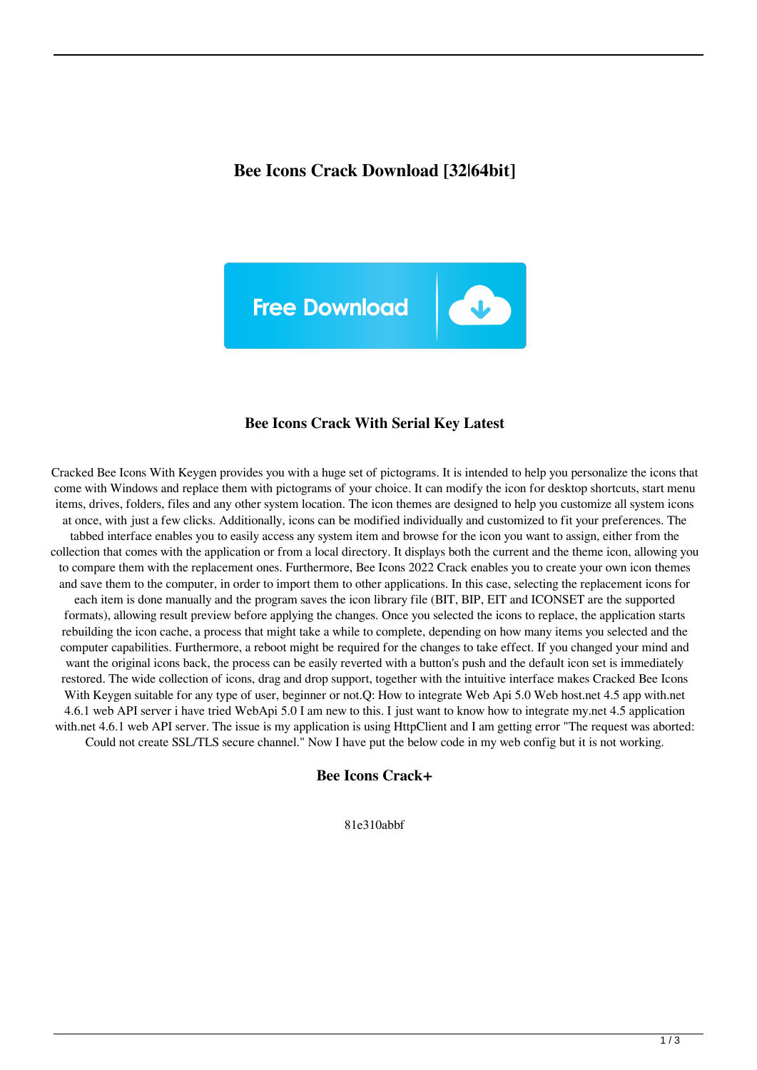# Bee Icons Crack Download [32|64bit]

Free Download

## Bee Icons Crack With Serial Key Latest

Cracked Bee Icons With Keygen provides you with a huge set of pictograms. It is intended to help you personalize the icons that come with Windows and replace them with pictograms of your choice. It can modify the icon for desktop shortcuts, start menu items, drives, folders, files and any other system location. The icon themes are designed to help you customize all system icons at once, with just a few clicks. Additionally, icons can be modified individually and customized to fit your preferences. The tabbed interface enables you to easily access any system item and browse for the icon you want to assign, either from the collection that comes with the application or from a local directory. It displays both the current and the theme icon, allowing you to compare them with the replacement ones. Furthermore, Bee Icons 2022 Crack enables you to create your own icon themes and save them to the computer, in order to import them to other applications. In this case, selecting the replacement icons for each item is done manually and the program saves the icon library file (BIT, BIP, EIT and ICONSET are the supported formats), allowing result preview before applying the changes. Once you selected the icons to replace, the application starts rebuilding the icon cache, a process that might take a while to complete, depending on how many items you selected and the computer capabilities. Furthermore, a reboot might be required for the changes to take effect. If you changed your mind and want the original icons back, the process can be easily reverted with a button's push and the default icon set is immediately restored. The wide collection of icons, drag and drop support, together with the intuitive interface makes Cracked Bee Icons With Keygen suitable for any type of user, beginner or not.Q: How to integrate Web Api 5.0 Web host.net 4.5 app with.net 4.6.1 web API server i have tried WebApi 5.0 I am new to this. I just want to know how to integrate my.net 4.5 application with.net 4.6.1 web API server. The issue is my application is using HttpClient and I am getting error "The request was aborted: Could not create SSL/TLS secure channel." Now I have put the below code in my web config but it is not working.

## Bee Icons Crack+

81e310abbf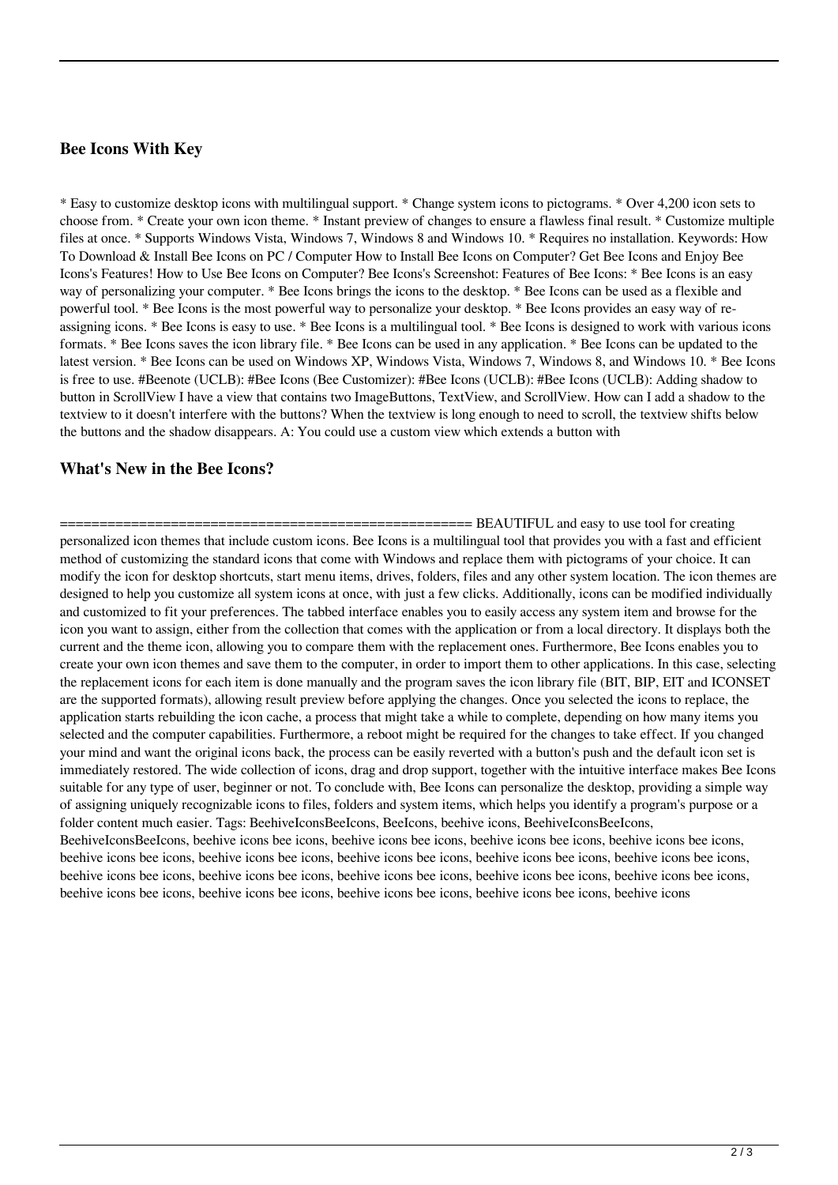### Bee Icons With Key

* Easy to customize desktop icons with multilingual support. * Change system icons to pictograms. * Over 4,200 icon sets to choose from. * Create your own icon theme. * Instant preview of changes to ensure a flawless final result. * Customize multiple files at once. * Supports Windows Vista, Windows 7, Windows 8 and Windows 10. * Requires no installation. Keywords: How To Download & Install Bee Icons on PC / Computer How to Install Bee Icons on Computer? Get Bee Icons and Enjoy Bee Icons's Features! How to Use Bee Icons on Computer? Bee Icons's Screenshot: Features of Bee Icons: * Bee Icons is an easy way of personalizing your computer. * Bee Icons brings the icons to the desktop. * Bee Icons can be used as a flexible and powerful tool. * Bee Icons is the most powerful way to personalize your desktop. * Bee Icons provides an easy way of re-assigning icons. * Bee Icons is easy to use. * Bee Icons is a multilingual tool. * Bee Icons is designed to work with various icons formats. * Bee Icons saves the icon library file. * Bee Icons can be used in any application. * Bee Icons can be updated to the latest version. * Bee Icons can be used on Windows XP, Windows Vista, Windows 7, Windows 8, and Windows 10. * Bee Icons is free to use. #Beenote (UCLB): #Bee Icons (Bee Customizer): #Bee Icons (UCLB): #Bee Icons (UCLB): Adding shadow to button in ScrollView I have a view that contains two ImageButtons, TextView, and ScrollView. How can I add a shadow to the textview to it doesn't interfere with the buttons? When the textview is long enough to need to scroll, the textview shifts below the buttons and the shadow disappears. A: You could use a custom view which extends a button with

### What's New in the Bee Icons?

==================================================== BEAUTIFUL and easy to use tool for creating personalized icon themes that include custom icons. Bee Icons is a multilingual tool that provides you with a fast and efficient method of customizing the standard icons that come with Windows and replace them with pictograms of your choice. It can modify the icon for desktop shortcuts, start menu items, drives, folders, files and any other system location. The icon themes are designed to help you customize all system icons at once, with just a few clicks. Additionally, icons can be modified individually and customized to fit your preferences. The tabbed interface enables you to easily access any system item and browse for the icon you want to assign, either from the collection that comes with the application or from a local directory. It displays both the current and the theme icon, allowing you to compare them with the replacement ones. Furthermore, Bee Icons enables you to create your own icon themes and save them to the computer, in order to import them to other applications. In this case, selecting the replacement icons for each item is done manually and the program saves the icon library file (BIT, BIP, EIT and ICONSET are the supported formats), allowing result preview before applying the changes. Once you selected the icons to replace, the application starts rebuilding the icon cache, a process that might take a while to complete, depending on how many items you selected and the computer capabilities. Furthermore, a reboot might be required for the changes to take effect. If you changed your mind and want the original icons back, the process can be easily reverted with a button's push and the default icon set is immediately restored. The wide collection of icons, drag and drop support, together with the intuitive interface makes Bee Icons suitable for any type of user, beginner or not. To conclude with, Bee Icons can personalize the desktop, providing a simple way of assigning uniquely recognizable icons to files, folders and system items, which helps you identify a program's purpose or a folder content much easier. Tags: BeehiveIconsBeeIcons, BeeIcons, beehive icons, BeehiveIconsBeeIcons, BeehiveIconsBeeIcons, beehive icons bee icons, beehive icons bee icons, beehive icons bee icons, beehive icons bee icons, beehive icons bee icons, beehive icons bee icons, beehive icons bee icons, beehive icons bee icons, beehive icons bee icons, beehive icons bee icons, beehive icons bee icons, beehive icons bee icons, beehive icons bee icons, beehive icons bee icons, beehive icons bee icons, beehive icons bee icons, beehive icons bee icons, beehive icons bee icons, beehive icons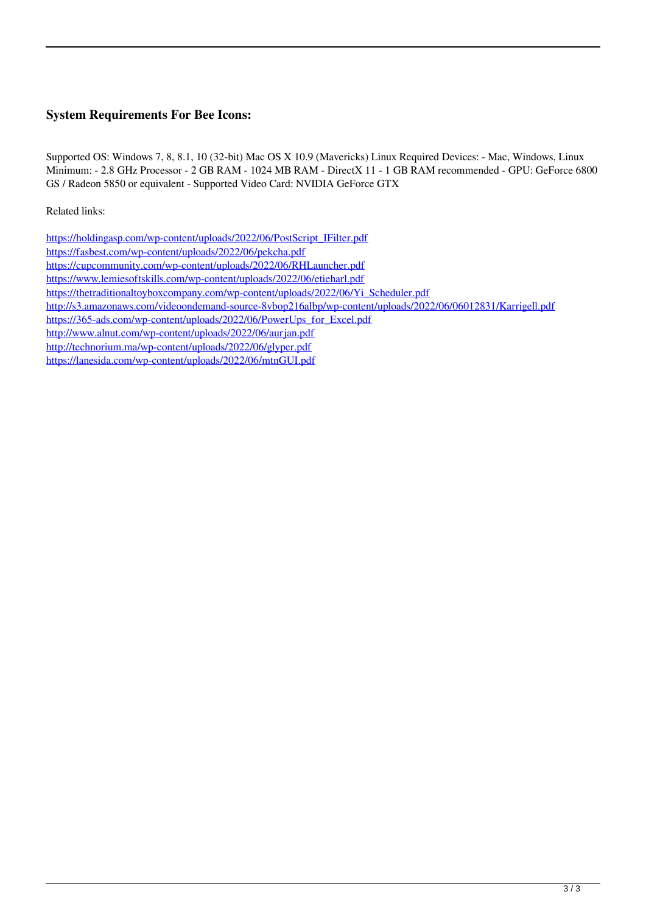### System Requirements For Bee Icons:

Supported OS: Windows 7, 8, 8.1, 10 (32-bit) Mac OS X 10.9 (Mavericks) Linux Required Devices: - Mac, Windows, Linux Minimum: - 2.8 GHz Processor - 2 GB RAM - 1024 MB RAM - DirectX 11 - 1 GB RAM recommended - GPU: GeForce 6800 GS / Radeon 5850 or equivalent - Supported Video Card: NVIDIA GeForce GTX

Related links:

https://holdingasp.com/wp-content/uploads/2022/06/PostScript_IFilter.pdf
https://fasbest.com/wp-content/uploads/2022/06/pekcha.pdf
https://cupcommunity.com/wp-content/uploads/2022/06/RHLauncher.pdf
https://www.lemiesoftskills.com/wp-content/uploads/2022/06/etieharl.pdf
https://thetraditionaltoyboxcompany.com/wp-content/uploads/2022/06/Yi_Scheduler.pdf
http://s3.amazonaws.com/videoondemand-source-8vbop216albp/wp-content/uploads/2022/06/06012831/Karrigell.pdf
https://365-ads.com/wp-content/uploads/2022/06/PowerUps_for_Excel.pdf
http://www.alnut.com/wp-content/uploads/2022/06/aurjan.pdf
http://technorium.ma/wp-content/uploads/2022/06/glyper.pdf
https://lanesida.com/wp-content/uploads/2022/06/mtnGUI.pdf